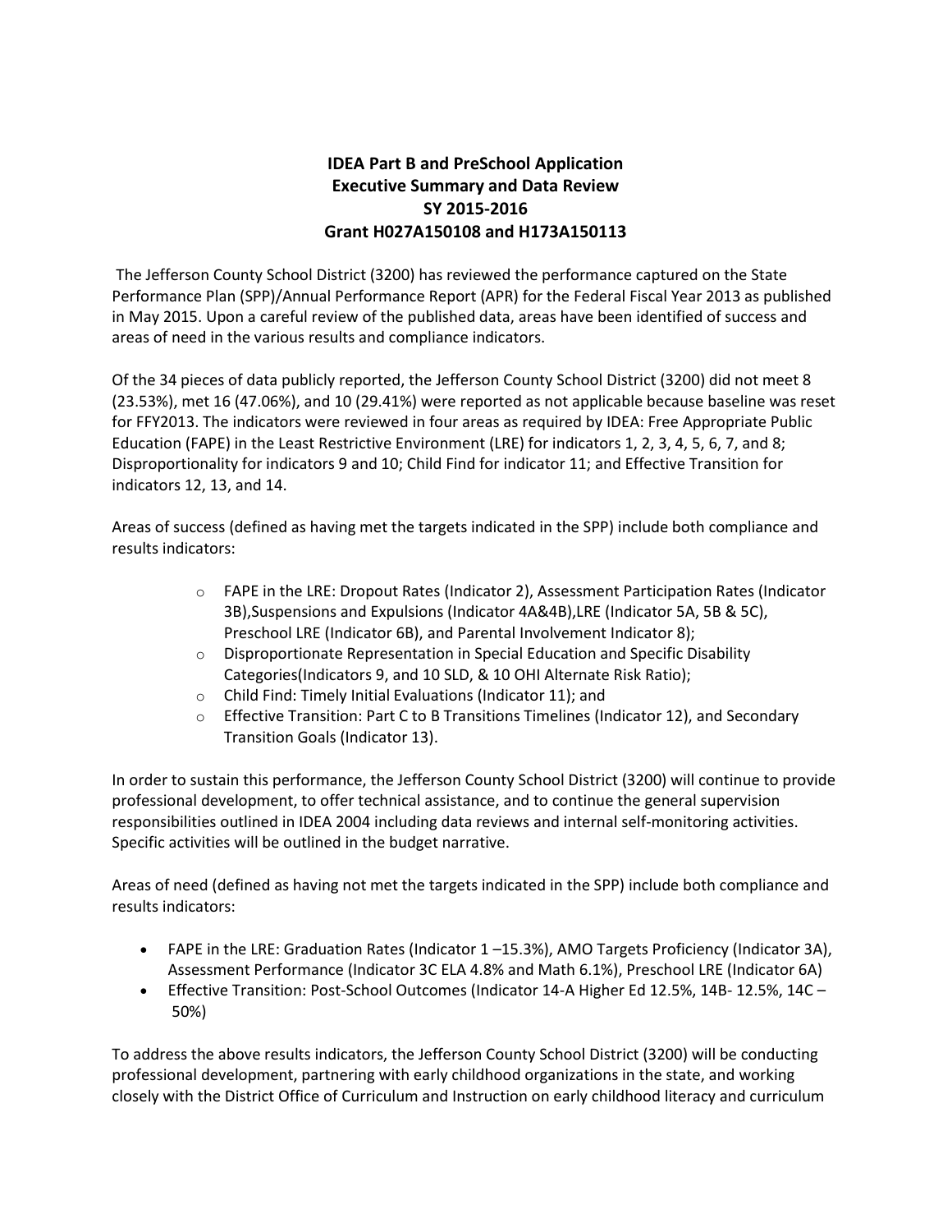**IDEA Part B and PreSchool Application**
**Executive Summary and Data Review**
**SY 2015-2016**
**Grant H027A150108 and H173A150113**

The Jefferson County School District (3200) has reviewed the performance captured on the State Performance Plan (SPP)/Annual Performance Report (APR) for the Federal Fiscal Year 2013 as published in May 2015. Upon a careful review of the published data, areas have been identified of success and areas of need in the various results and compliance indicators.

Of the 34 pieces of data publicly reported, the Jefferson County School District (3200) did not meet 8 (23.53%), met 16 (47.06%), and 10 (29.41%) were reported as not applicable because baseline was reset for FFY2013. The indicators were reviewed in four areas as required by IDEA: Free Appropriate Public Education (FAPE) in the Least Restrictive Environment (LRE) for indicators 1, 2, 3, 4, 5, 6, 7, and 8; Disproportionality for indicators 9 and 10; Child Find for indicator 11; and Effective Transition for indicators 12, 13, and 14.

Areas of success (defined as having met the targets indicated in the SPP) include both compliance and results indicators:

- FAPE in the LRE: Dropout Rates (Indicator 2), Assessment Participation Rates (Indicator 3B),Suspensions and Expulsions (Indicator 4A&4B),LRE (Indicator 5A, 5B & 5C), Preschool LRE (Indicator 6B), and Parental Involvement Indicator 8);
- Disproportionate Representation in Special Education and Specific Disability Categories(Indicators 9, and 10 SLD, & 10 OHI Alternate Risk Ratio);
- Child Find: Timely Initial Evaluations (Indicator 11); and
- Effective Transition: Part C to B Transitions Timelines (Indicator 12), and Secondary Transition Goals (Indicator 13).

In order to sustain this performance, the Jefferson County School District (3200) will continue to provide professional development, to offer technical assistance, and to continue the general supervision responsibilities outlined in IDEA 2004 including data reviews and internal self-monitoring activities. Specific activities will be outlined in the budget narrative.

Areas of need (defined as having not met the targets indicated in the SPP) include both compliance and results indicators:

- FAPE in the LRE: Graduation Rates (Indicator 1 –15.3%), AMO Targets Proficiency (Indicator 3A), Assessment Performance (Indicator 3C ELA 4.8% and Math 6.1%), Preschool LRE (Indicator 6A)
- Effective Transition: Post-School Outcomes (Indicator 14-A Higher Ed 12.5%, 14B- 12.5%, 14C – 50%)

To address the above results indicators, the Jefferson County School District (3200) will be conducting professional development, partnering with early childhood organizations in the state, and working closely with the District Office of Curriculum and Instruction on early childhood literacy and curriculum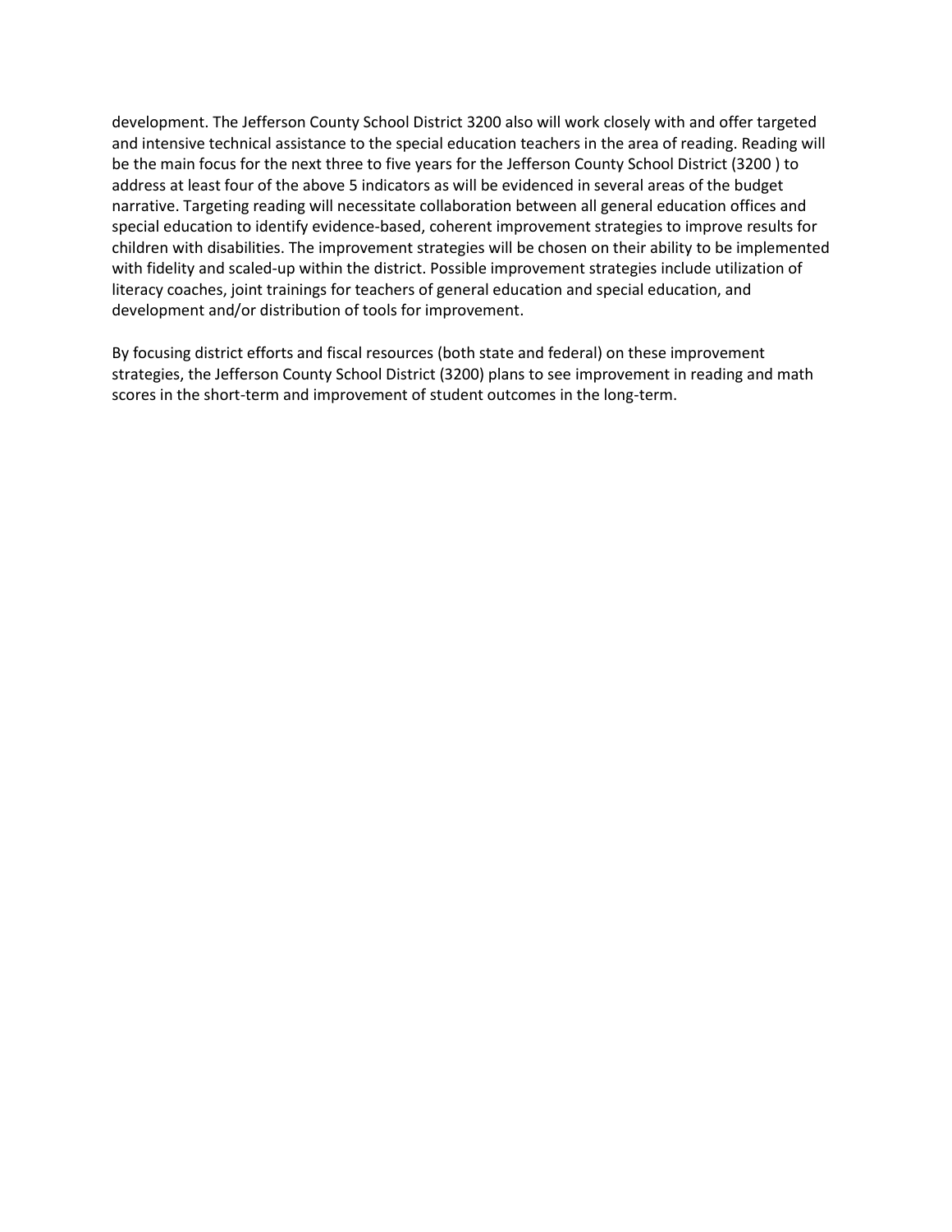development. The Jefferson County School District 3200 also will work closely with and offer targeted and intensive technical assistance to the special education teachers in the area of reading. Reading will be the main focus for the next three to five years for the Jefferson County School District (3200 ) to address at least four of the above 5 indicators as will be evidenced in several areas of the budget narrative. Targeting reading will necessitate collaboration between all general education offices and special education to identify evidence-based, coherent improvement strategies to improve results for children with disabilities. The improvement strategies will be chosen on their ability to be implemented with fidelity and scaled-up within the district. Possible improvement strategies include utilization of literacy coaches, joint trainings for teachers of general education and special education, and development and/or distribution of tools for improvement.

By focusing district efforts and fiscal resources (both state and federal) on these improvement strategies, the Jefferson County School District (3200) plans to see improvement in reading and math scores in the short-term and improvement of student outcomes in the long-term.